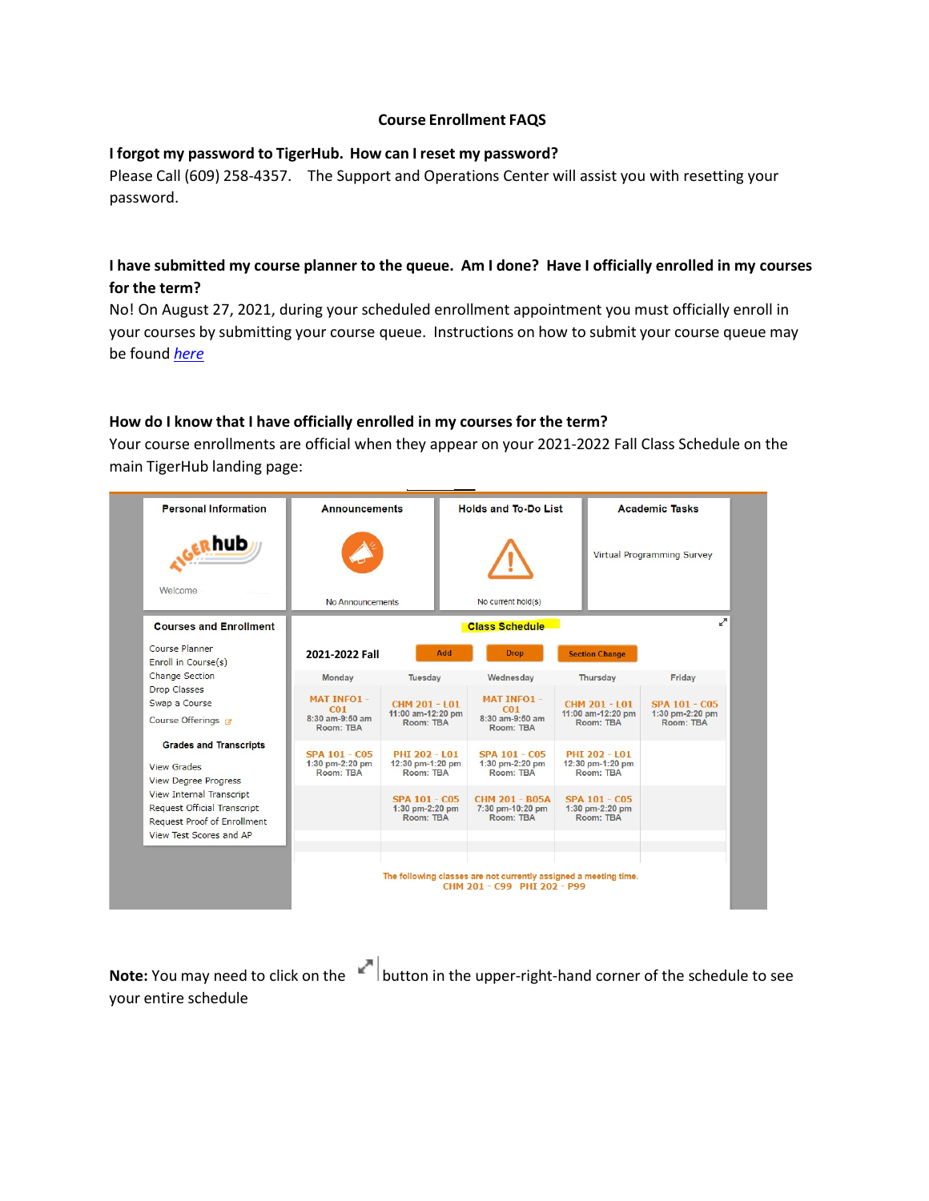# Course Enrollment FAQS

**I forgot my password to TigerHub. How can I reset my password?**

Please Call (609) 258-4357. The Support and Operations Center will assist you with resetting your password.

**I have submitted my course planner to the queue. Am I done? Have I officially enrolled in my courses for the term?**

No! On August 27, 2021, during your scheduled enrollment appointment you must officially enroll in your courses by submitting your course queue. Instructions on how to submit your course queue may be found *here*

**How do I know that I have officially enrolled in my courses for the term?**

Your course enrollments are official when they appear on your 2021-2022 Fall Class Schedule on the main TigerHub landing page:

**Note:** You may need to click on the button in the upper-right-hand corner of the schedule to see your entire schedule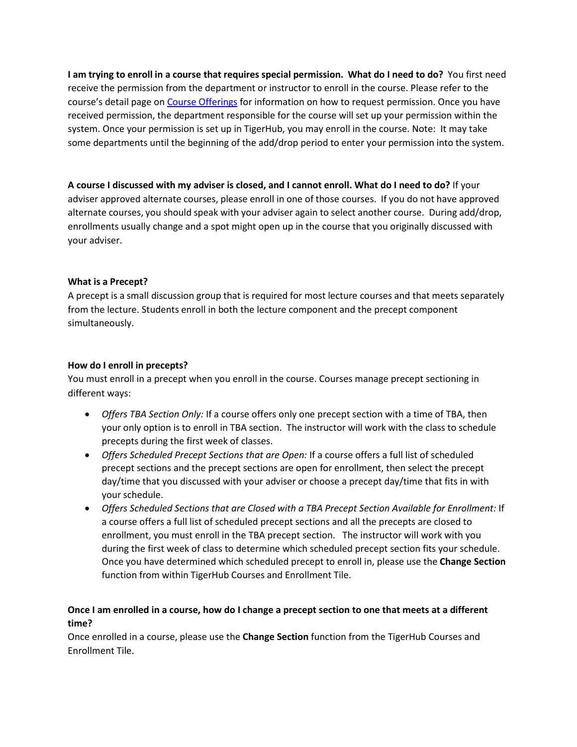**I am trying to enroll in a course that requires special permission. What do I need to do?** You first need receive the permission from the department or instructor to enroll in the course. Please refer to the course's detail page on Course Offerings for information on how to request permission. Once you have received permission, the department responsible for the course will set up your permission within the system. Once your permission is set up in TigerHub, you may enroll in the course. Note: It may take some departments until the beginning of the add/drop period to enter your permission into the system.

**A course I discussed with my adviser is closed, and I cannot enroll. What do I need to do?** If your adviser approved alternate courses, please enroll in one of those courses. If you do not have approved alternate courses, you should speak with your adviser again to select another course. During add/drop, enrollments usually change and a spot might open up in the course that you originally discussed with your adviser.

**What is a Precept?**

A precept is a small discussion group that is required for most lecture courses and that meets separately from the lecture. Students enroll in both the lecture component and the precept component simultaneously.

**How do I enroll in precepts?**

You must enroll in a precept when you enroll in the course. Courses manage precept sectioning in different ways:

- *Offers TBA Section Only:* If a course offers only one precept section with a time of TBA, then your only option is to enroll in TBA section. The instructor will work with the class to schedule precepts during the first week of classes.
- *Offers Scheduled Precept Sections that are Open:* If a course offers a full list of scheduled precept sections and the precept sections are open for enrollment, then select the precept day/time that you discussed with your adviser or choose a precept day/time that fits in with your schedule.
- *Offers Scheduled Sections that are Closed with a TBA Precept Section Available for Enrollment:* If a course offers a full list of scheduled precept sections and all the precepts are closed to enrollment, you must enroll in the TBA precept section. The instructor will work with you during the first week of class to determine which scheduled precept section fits your schedule. Once you have determined which scheduled precept to enroll in, please use the **Change Section** function from within TigerHub Courses and Enrollment Tile.

**Once I am enrolled in a course, how do I change a precept section to one that meets at a different time?**

Once enrolled in a course, please use the **Change Section** function from the TigerHub Courses and Enrollment Tile.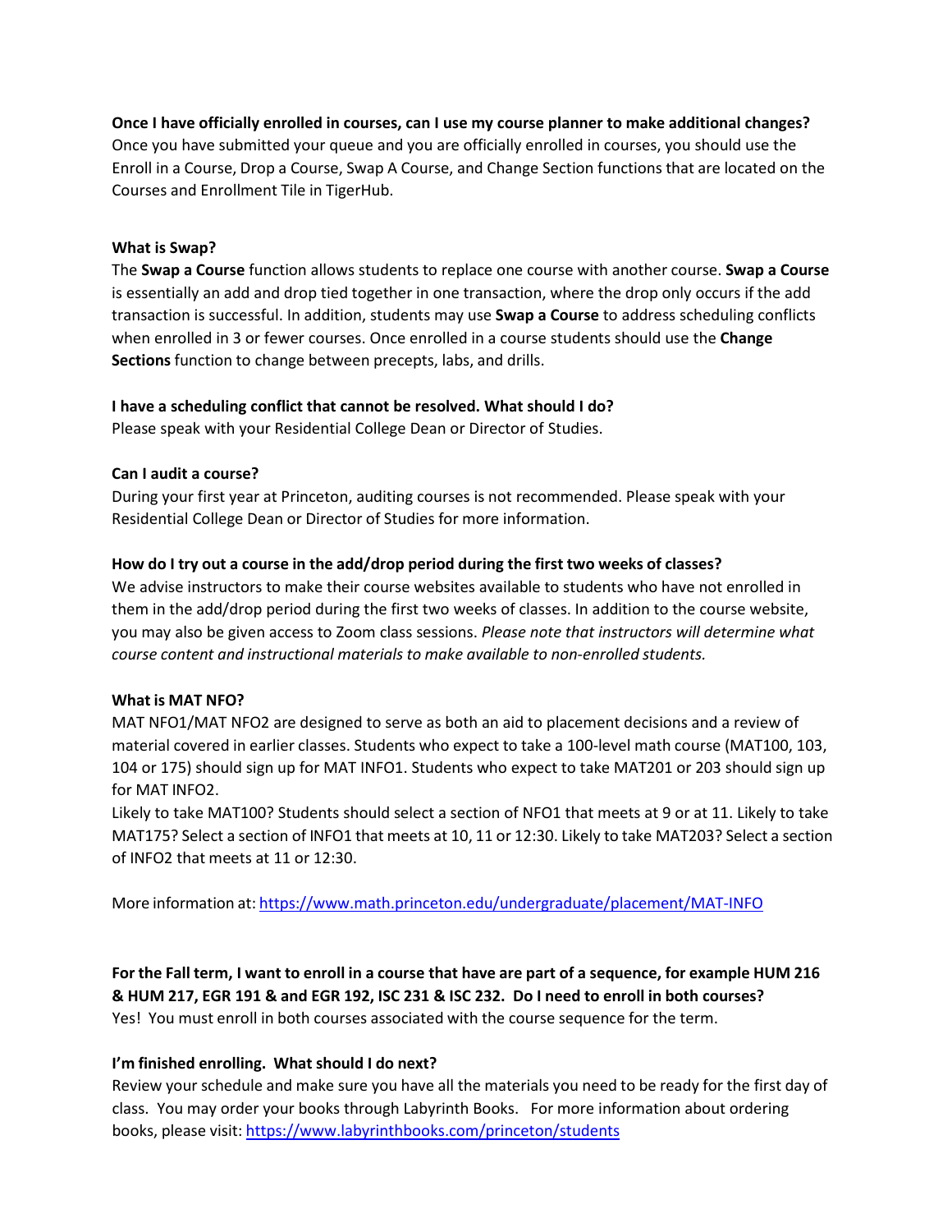**Once I have officially enrolled in courses, can I use my course planner to make additional changes?**
Once you have submitted your queue and you are officially enrolled in courses, you should use the Enroll in a Course, Drop a Course, Swap A Course, and Change Section functions that are located on the Courses and Enrollment Tile in TigerHub.

**What is Swap?**
The **Swap a Course** function allows students to replace one course with another course. **Swap a Course** is essentially an add and drop tied together in one transaction, where the drop only occurs if the add transaction is successful. In addition, students may use **Swap a Course** to address scheduling conflicts when enrolled in 3 or fewer courses. Once enrolled in a course students should use the **Change Sections** function to change between precepts, labs, and drills.

**I have a scheduling conflict that cannot be resolved. What should I do?**
Please speak with your Residential College Dean or Director of Studies.

**Can I audit a course?**
During your first year at Princeton, auditing courses is not recommended. Please speak with your Residential College Dean or Director of Studies for more information.

**How do I try out a course in the add/drop period during the first two weeks of classes?**
We advise instructors to make their course websites available to students who have not enrolled in them in the add/drop period during the first two weeks of classes. In addition to the course website, you may also be given access to Zoom class sessions. *Please note that instructors will determine what course content and instructional materials to make available to non-enrolled students.*

**What is MAT NFO?**
MAT NFO1/MAT NFO2 are designed to serve as both an aid to placement decisions and a review of material covered in earlier classes. Students who expect to take a 100-level math course (MAT100, 103, 104 or 175) should sign up for MAT INFO1. Students who expect to take MAT201 or 203 should sign up for MAT INFO2.
Likely to take MAT100? Students should select a section of NFO1 that meets at 9 or at 11. Likely to take MAT175? Select a section of INFO1 that meets at 10, 11 or 12:30. Likely to take MAT203? Select a section of INFO2 that meets at 11 or 12:30.

More information at: https://www.math.princeton.edu/undergraduate/placement/MAT-INFO

**For the Fall term, I want to enroll in a course that have are part of a sequence, for example HUM 216 & HUM 217, EGR 191 & and EGR 192, ISC 231 & ISC 232. Do I need to enroll in both courses?**
Yes! You must enroll in both courses associated with the course sequence for the term.

**I'm finished enrolling. What should I do next?**
Review your schedule and make sure you have all the materials you need to be ready for the first day of class. You may order your books through Labyrinth Books. For more information about ordering books, please visit: https://www.labyrinthbooks.com/princeton/students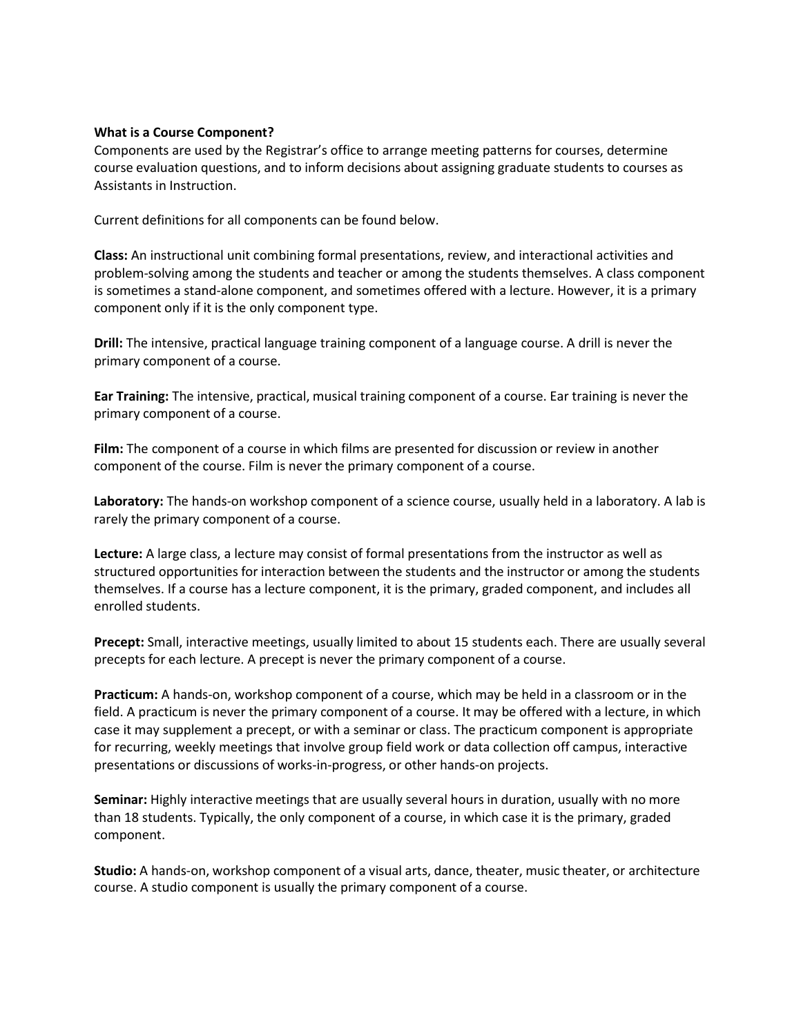**What is a Course Component?**

Components are used by the Registrar's office to arrange meeting patterns for courses, determine course evaluation questions, and to inform decisions about assigning graduate students to courses as Assistants in Instruction.

Current definitions for all components can be found below.

**Class:** An instructional unit combining formal presentations, review, and interactional activities and problem-solving among the students and teacher or among the students themselves. A class component is sometimes a stand-alone component, and sometimes offered with a lecture. However, it is a primary component only if it is the only component type.

**Drill:** The intensive, practical language training component of a language course. A drill is never the primary component of a course.

**Ear Training:** The intensive, practical, musical training component of a course. Ear training is never the primary component of a course.

**Film:** The component of a course in which films are presented for discussion or review in another component of the course. Film is never the primary component of a course.

**Laboratory:** The hands-on workshop component of a science course, usually held in a laboratory. A lab is rarely the primary component of a course.

**Lecture:** A large class, a lecture may consist of formal presentations from the instructor as well as structured opportunities for interaction between the students and the instructor or among the students themselves. If a course has a lecture component, it is the primary, graded component, and includes all enrolled students.

**Precept:** Small, interactive meetings, usually limited to about 15 students each. There are usually several precepts for each lecture. A precept is never the primary component of a course.

**Practicum:** A hands-on, workshop component of a course, which may be held in a classroom or in the field. A practicum is never the primary component of a course. It may be offered with a lecture, in which case it may supplement a precept, or with a seminar or class. The practicum component is appropriate for recurring, weekly meetings that involve group field work or data collection off campus, interactive presentations or discussions of works-in-progress, or other hands-on projects.

**Seminar:** Highly interactive meetings that are usually several hours in duration, usually with no more than 18 students. Typically, the only component of a course, in which case it is the primary, graded component.

**Studio:** A hands-on, workshop component of a visual arts, dance, theater, music theater, or architecture course. A studio component is usually the primary component of a course.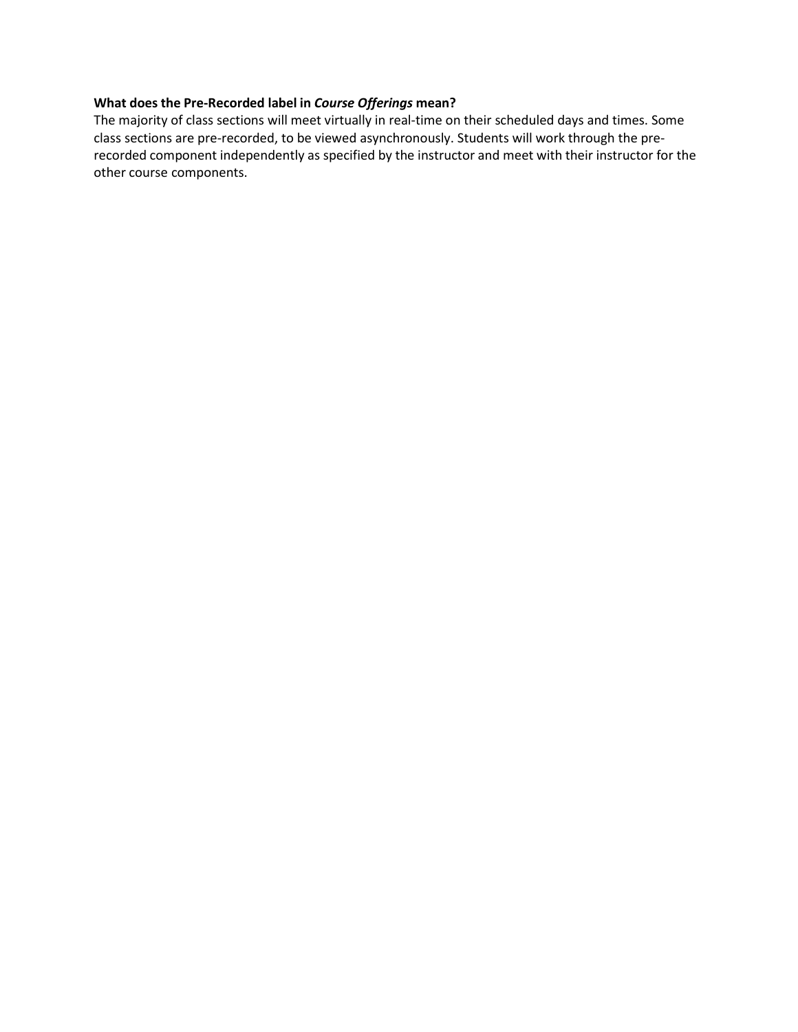**What does the Pre-Recorded label in *Course Offerings* mean?**

The majority of class sections will meet virtually in real-time on their scheduled days and times. Some class sections are pre-recorded, to be viewed asynchronously. Students will work through the pre-recorded component independently as specified by the instructor and meet with their instructor for the other course components.